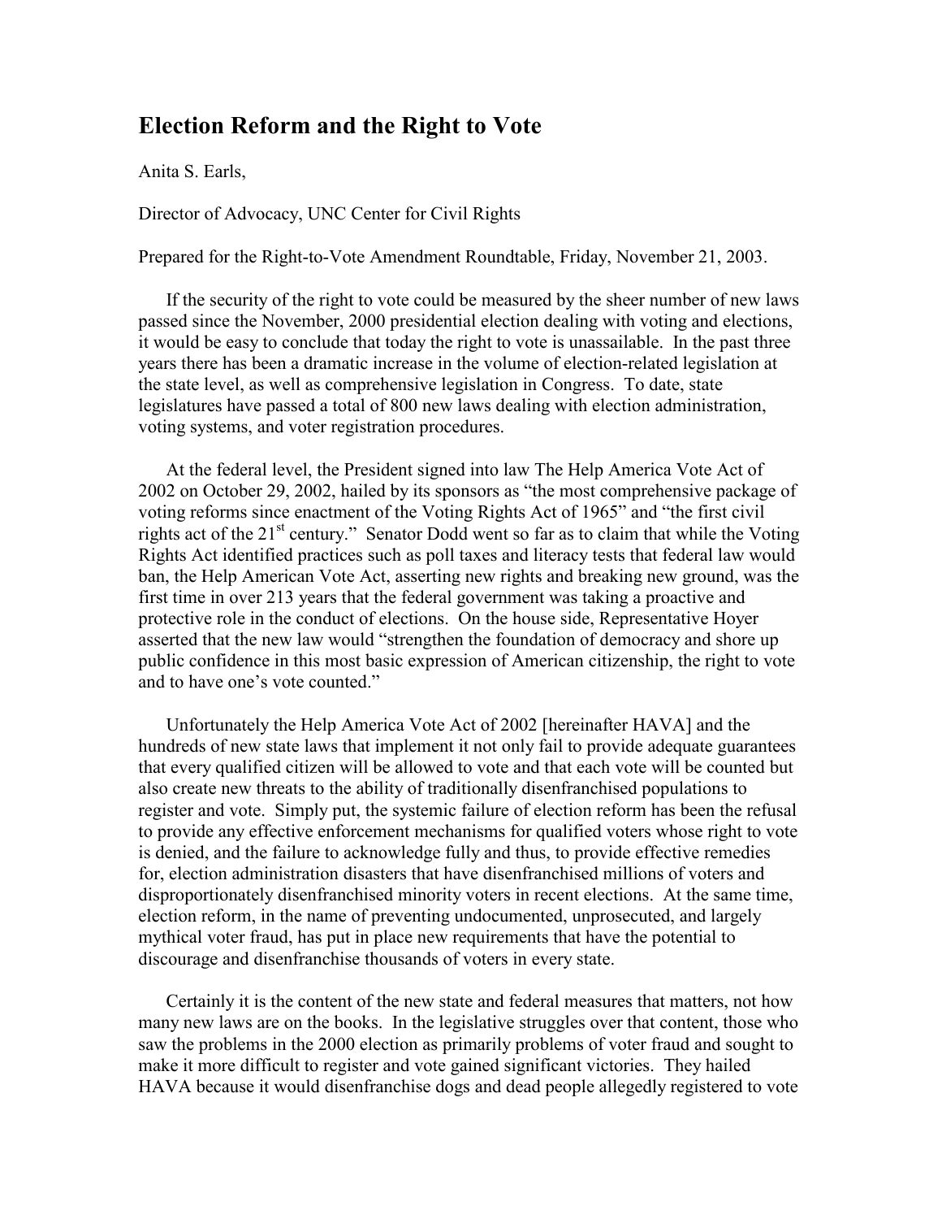# Election Reform and the Right to Vote

Anita S. Earls,

Director of Advocacy, UNC Center for Civil Rights

Prepared for the Right-to-Vote Amendment Roundtable, Friday, November 21, 2003.

If the security of the right to vote could be measured by the sheer number of new laws passed since the November, 2000 presidential election dealing with voting and elections, it would be easy to conclude that today the right to vote is unassailable. In the past three years there has been a dramatic increase in the volume of election-related legislation at the state level, as well as comprehensive legislation in Congress. To date, state legislatures have passed a total of 800 new laws dealing with election administration, voting systems, and voter registration procedures.

At the federal level, the President signed into law The Help America Vote Act of 2002 on October 29, 2002, hailed by its sponsors as "the most comprehensive package of voting reforms since enactment of the Voting Rights Act of 1965" and "the first civil rights act of the 21st century." Senator Dodd went so far as to claim that while the Voting Rights Act identified practices such as poll taxes and literacy tests that federal law would ban, the Help American Vote Act, asserting new rights and breaking new ground, was the first time in over 213 years that the federal government was taking a proactive and protective role in the conduct of elections. On the house side, Representative Hoyer asserted that the new law would "strengthen the foundation of democracy and shore up public confidence in this most basic expression of American citizenship, the right to vote and to have one's vote counted."

Unfortunately the Help America Vote Act of 2002 [hereinafter HAVA] and the hundreds of new state laws that implement it not only fail to provide adequate guarantees that every qualified citizen will be allowed to vote and that each vote will be counted but also create new threats to the ability of traditionally disenfranchised populations to register and vote. Simply put, the systemic failure of election reform has been the refusal to provide any effective enforcement mechanisms for qualified voters whose right to vote is denied, and the failure to acknowledge fully and thus, to provide effective remedies for, election administration disasters that have disenfranchised millions of voters and disproportionately disenfranchised minority voters in recent elections. At the same time, election reform, in the name of preventing undocumented, unprosecuted, and largely mythical voter fraud, has put in place new requirements that have the potential to discourage and disenfranchise thousands of voters in every state.

Certainly it is the content of the new state and federal measures that matters, not how many new laws are on the books. In the legislative struggles over that content, those who saw the problems in the 2000 election as primarily problems of voter fraud and sought to make it more difficult to register and vote gained significant victories. They hailed HAVA because it would disenfranchise dogs and dead people allegedly registered to vote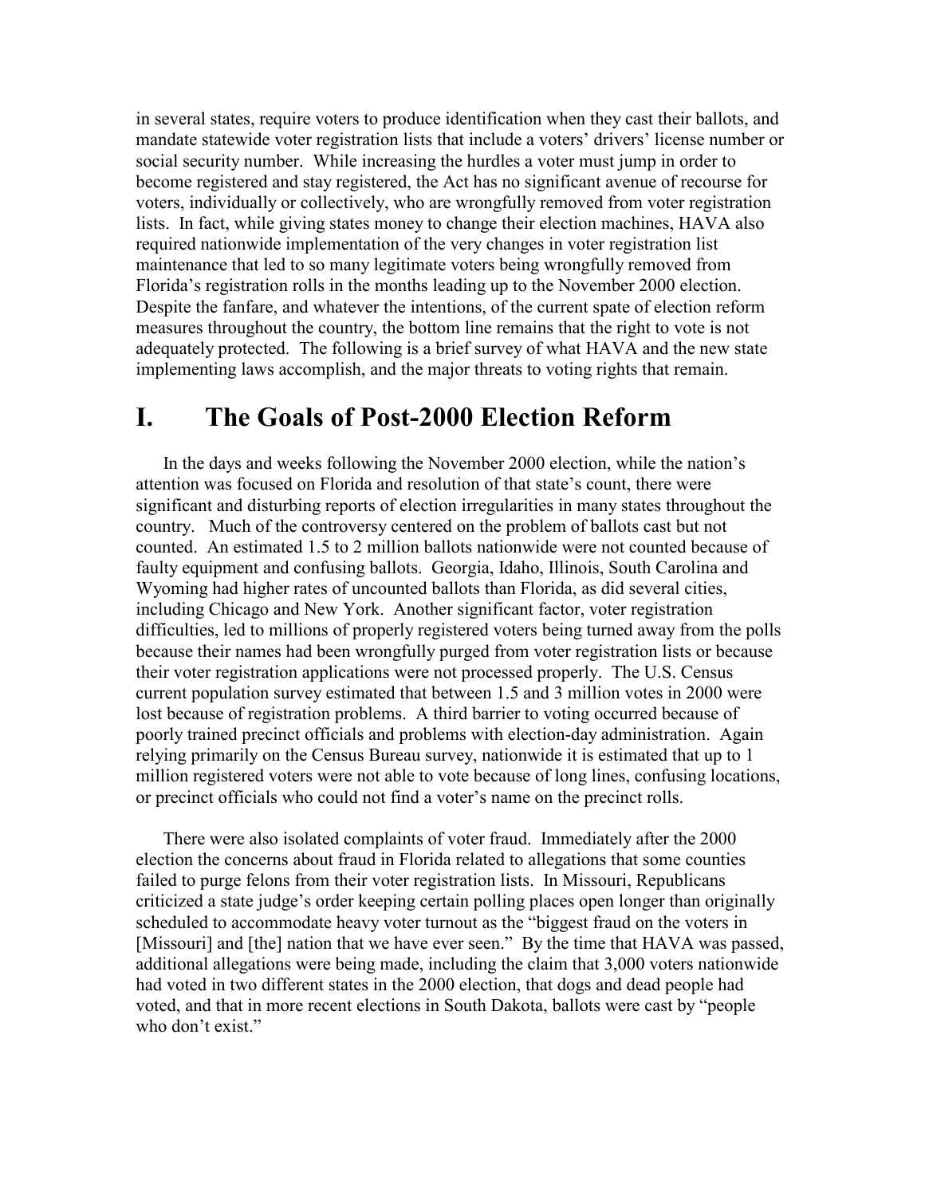in several states, require voters to produce identification when they cast their ballots, and mandate statewide voter registration lists that include a voters' drivers' license number or social security number. While increasing the hurdles a voter must jump in order to become registered and stay registered, the Act has no significant avenue of recourse for voters, individually or collectively, who are wrongfully removed from voter registration lists. In fact, while giving states money to change their election machines, HAVA also required nationwide implementation of the very changes in voter registration list maintenance that led to so many legitimate voters being wrongfully removed from Florida's registration rolls in the months leading up to the November 2000 election. Despite the fanfare, and whatever the intentions, of the current spate of election reform measures throughout the country, the bottom line remains that the right to vote is not adequately protected. The following is a brief survey of what HAVA and the new state implementing laws accomplish, and the major threats to voting rights that remain.

# I. The Goals of Post-2000 Election Reform

In the days and weeks following the November 2000 election, while the nation's attention was focused on Florida and resolution of that state's count, there were significant and disturbing reports of election irregularities in many states throughout the country. Much of the controversy centered on the problem of ballots cast but not counted. An estimated 1.5 to 2 million ballots nationwide were not counted because of faulty equipment and confusing ballots. Georgia, Idaho, Illinois, South Carolina and Wyoming had higher rates of uncounted ballots than Florida, as did several cities, including Chicago and New York. Another significant factor, voter registration difficulties, led to millions of properly registered voters being turned away from the polls because their names had been wrongfully purged from voter registration lists or because their voter registration applications were not processed properly. The U.S. Census current population survey estimated that between 1.5 and 3 million votes in 2000 were lost because of registration problems. A third barrier to voting occurred because of poorly trained precinct officials and problems with election-day administration. Again relying primarily on the Census Bureau survey, nationwide it is estimated that up to 1 million registered voters were not able to vote because of long lines, confusing locations, or precinct officials who could not find a voter's name on the precinct rolls.

There were also isolated complaints of voter fraud. Immediately after the 2000 election the concerns about fraud in Florida related to allegations that some counties failed to purge felons from their voter registration lists. In Missouri, Republicans criticized a state judge's order keeping certain polling places open longer than originally scheduled to accommodate heavy voter turnout as the "biggest fraud on the voters in [Missouri] and [the] nation that we have ever seen." By the time that HAVA was passed, additional allegations were being made, including the claim that 3,000 voters nationwide had voted in two different states in the 2000 election, that dogs and dead people had voted, and that in more recent elections in South Dakota, ballots were cast by "people who don't exist."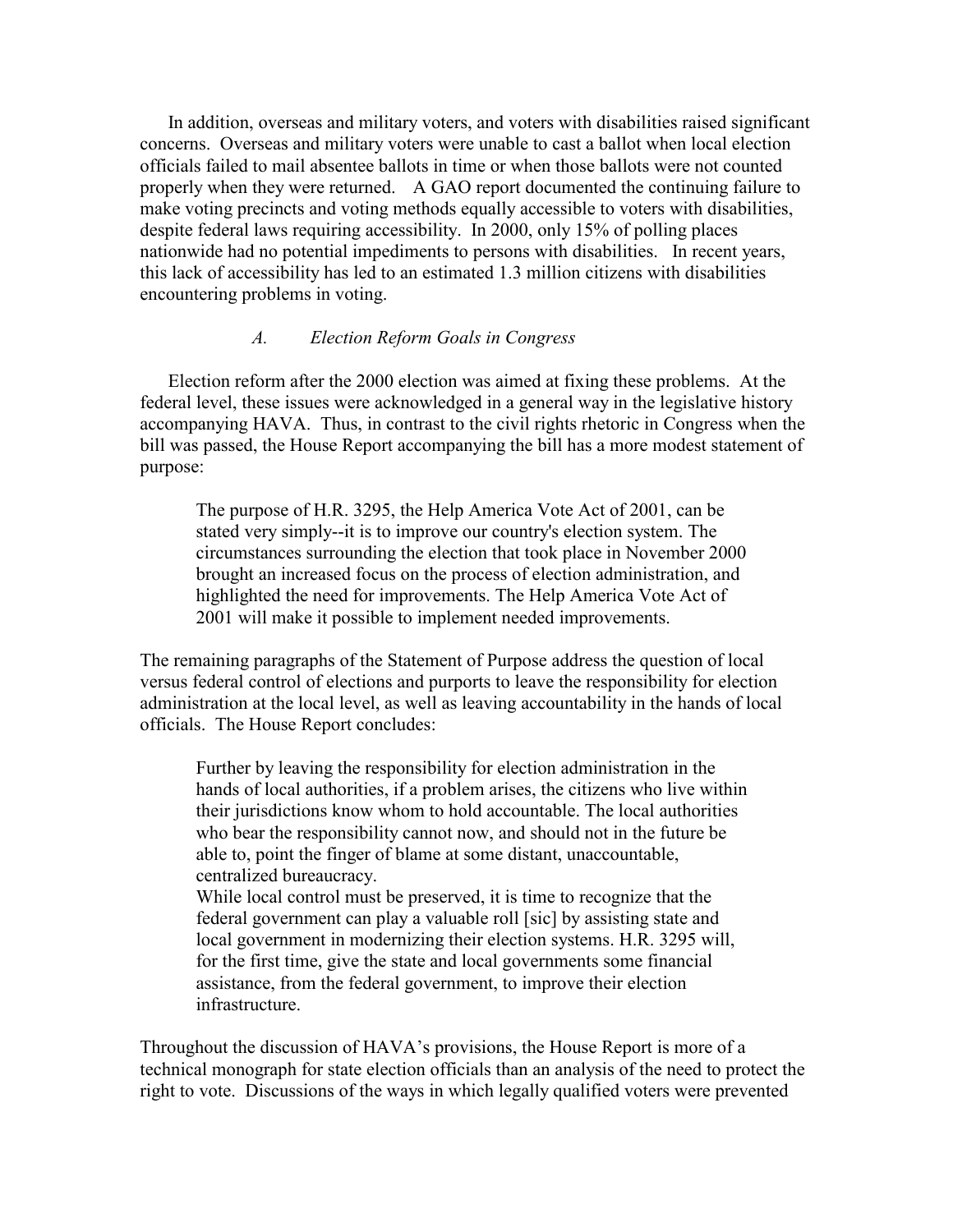In addition, overseas and military voters, and voters with disabilities raised significant concerns. Overseas and military voters were unable to cast a ballot when local election officials failed to mail absentee ballots in time or when those ballots were not counted properly when they were returned. A GAO report documented the continuing failure to make voting precincts and voting methods equally accessible to voters with disabilities, despite federal laws requiring accessibility. In 2000, only 15% of polling places nationwide had no potential impediments to persons with disabilities. In recent years, this lack of accessibility has led to an estimated 1.3 million citizens with disabilities encountering problems in voting.

### *A. Election Reform Goals in Congress*

Election reform after the 2000 election was aimed at fixing these problems. At the federal level, these issues were acknowledged in a general way in the legislative history accompanying HAVA. Thus, in contrast to the civil rights rhetoric in Congress when the bill was passed, the House Report accompanying the bill has a more modest statement of purpose:

> The purpose of H.R. 3295, the Help America Vote Act of 2001, can be stated very simply--it is to improve our country's election system. The circumstances surrounding the election that took place in November 2000 brought an increased focus on the process of election administration, and highlighted the need for improvements. The Help America Vote Act of 2001 will make it possible to implement needed improvements.

The remaining paragraphs of the Statement of Purpose address the question of local versus federal control of elections and purports to leave the responsibility for election administration at the local level, as well as leaving accountability in the hands of local officials. The House Report concludes:

> Further by leaving the responsibility for election administration in the hands of local authorities, if a problem arises, the citizens who live within their jurisdictions know whom to hold accountable. The local authorities who bear the responsibility cannot now, and should not in the future be able to, point the finger of blame at some distant, unaccountable, centralized bureaucracy.
>
> While local control must be preserved, it is time to recognize that the federal government can play a valuable roll [sic] by assisting state and local government in modernizing their election systems. H.R. 3295 will, for the first time, give the state and local governments some financial assistance, from the federal government, to improve their election infrastructure.

Throughout the discussion of HAVA's provisions, the House Report is more of a technical monograph for state election officials than an analysis of the need to protect the right to vote. Discussions of the ways in which legally qualified voters were prevented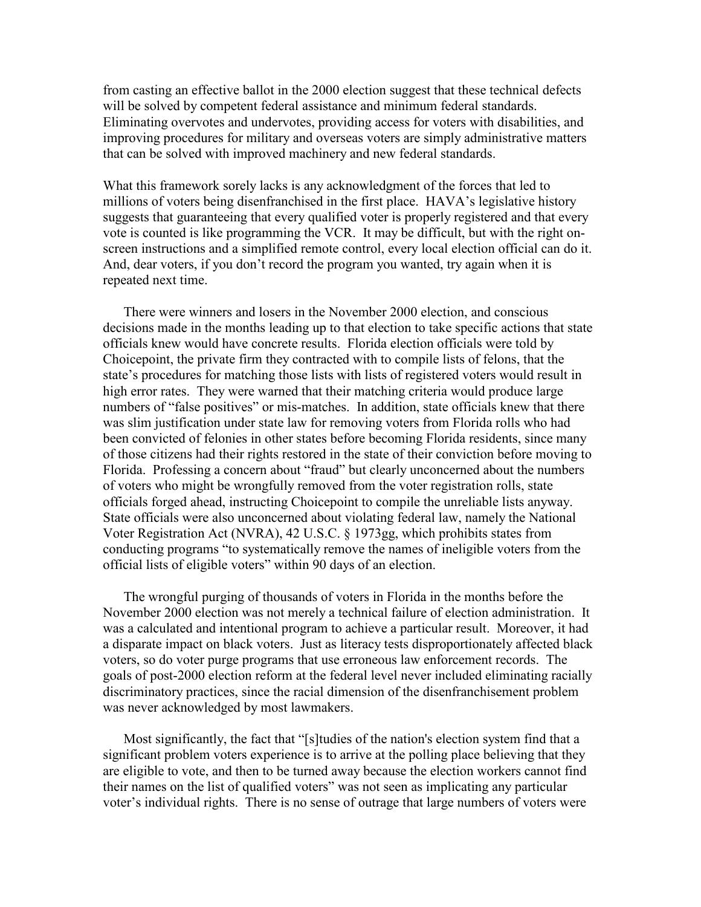from casting an effective ballot in the 2000 election suggest that these technical defects will be solved by competent federal assistance and minimum federal standards. Eliminating overvotes and undervotes, providing access for voters with disabilities, and improving procedures for military and overseas voters are simply administrative matters that can be solved with improved machinery and new federal standards.

What this framework sorely lacks is any acknowledgment of the forces that led to millions of voters being disenfranchised in the first place. HAVA's legislative history suggests that guaranteeing that every qualified voter is properly registered and that every vote is counted is like programming the VCR. It may be difficult, but with the right on-screen instructions and a simplified remote control, every local election official can do it. And, dear voters, if you don't record the program you wanted, try again when it is repeated next time.

There were winners and losers in the November 2000 election, and conscious decisions made in the months leading up to that election to take specific actions that state officials knew would have concrete results. Florida election officials were told by Choicepoint, the private firm they contracted with to compile lists of felons, that the state's procedures for matching those lists with lists of registered voters would result in high error rates. They were warned that their matching criteria would produce large numbers of "false positives" or mis-matches. In addition, state officials knew that there was slim justification under state law for removing voters from Florida rolls who had been convicted of felonies in other states before becoming Florida residents, since many of those citizens had their rights restored in the state of their conviction before moving to Florida. Professing a concern about "fraud" but clearly unconcerned about the numbers of voters who might be wrongfully removed from the voter registration rolls, state officials forged ahead, instructing Choicepoint to compile the unreliable lists anyway. State officials were also unconcerned about violating federal law, namely the National Voter Registration Act (NVRA), 42 U.S.C. § 1973gg, which prohibits states from conducting programs "to systematically remove the names of ineligible voters from the official lists of eligible voters" within 90 days of an election.

The wrongful purging of thousands of voters in Florida in the months before the November 2000 election was not merely a technical failure of election administration. It was a calculated and intentional program to achieve a particular result. Moreover, it had a disparate impact on black voters. Just as literacy tests disproportionately affected black voters, so do voter purge programs that use erroneous law enforcement records. The goals of post-2000 election reform at the federal level never included eliminating racially discriminatory practices, since the racial dimension of the disenfranchisement problem was never acknowledged by most lawmakers.

Most significantly, the fact that "[s]tudies of the nation's election system find that a significant problem voters experience is to arrive at the polling place believing that they are eligible to vote, and then to be turned away because the election workers cannot find their names on the list of qualified voters" was not seen as implicating any particular voter's individual rights. There is no sense of outrage that large numbers of voters were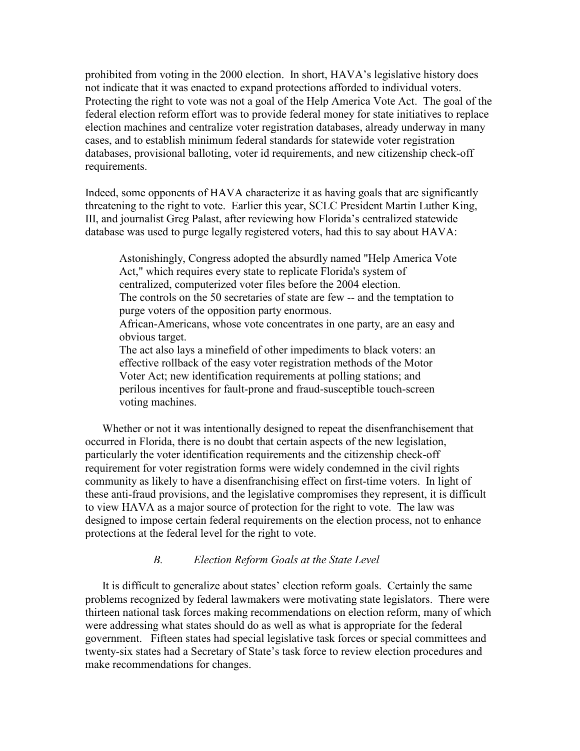prohibited from voting in the 2000 election. In short, HAVA's legislative history does not indicate that it was enacted to expand protections afforded to individual voters. Protecting the right to vote was not a goal of the Help America Vote Act. The goal of the federal election reform effort was to provide federal money for state initiatives to replace election machines and centralize voter registration databases, already underway in many cases, and to establish minimum federal standards for statewide voter registration databases, provisional balloting, voter id requirements, and new citizenship check-off requirements.

Indeed, some opponents of HAVA characterize it as having goals that are significantly threatening to the right to vote. Earlier this year, SCLC President Martin Luther King, III, and journalist Greg Palast, after reviewing how Florida's centralized statewide database was used to purge legally registered voters, had this to say about HAVA:

> Astonishingly, Congress adopted the absurdly named "Help America Vote Act," which requires every state to replicate Florida's system of centralized, computerized voter files before the 2004 election.
> The controls on the 50 secretaries of state are few -- and the temptation to purge voters of the opposition party enormous.
> African-Americans, whose vote concentrates in one party, are an easy and obvious target.
> The act also lays a minefield of other impediments to black voters: an effective rollback of the easy voter registration methods of the Motor Voter Act; new identification requirements at polling stations; and perilous incentives for fault-prone and fraud-susceptible touch-screen voting machines.

Whether or not it was intentionally designed to repeat the disenfranchisement that occurred in Florida, there is no doubt that certain aspects of the new legislation, particularly the voter identification requirements and the citizenship check-off requirement for voter registration forms were widely condemned in the civil rights community as likely to have a disenfranchising effect on first-time voters. In light of these anti-fraud provisions, and the legislative compromises they represent, it is difficult to view HAVA as a major source of protection for the right to vote. The law was designed to impose certain federal requirements on the election process, not to enhance protections at the federal level for the right to vote.

### *B. Election Reform Goals at the State Level*

It is difficult to generalize about states' election reform goals. Certainly the same problems recognized by federal lawmakers were motivating state legislators. There were thirteen national task forces making recommendations on election reform, many of which were addressing what states should do as well as what is appropriate for the federal government. Fifteen states had special legislative task forces or special committees and twenty-six states had a Secretary of State's task force to review election procedures and make recommendations for changes.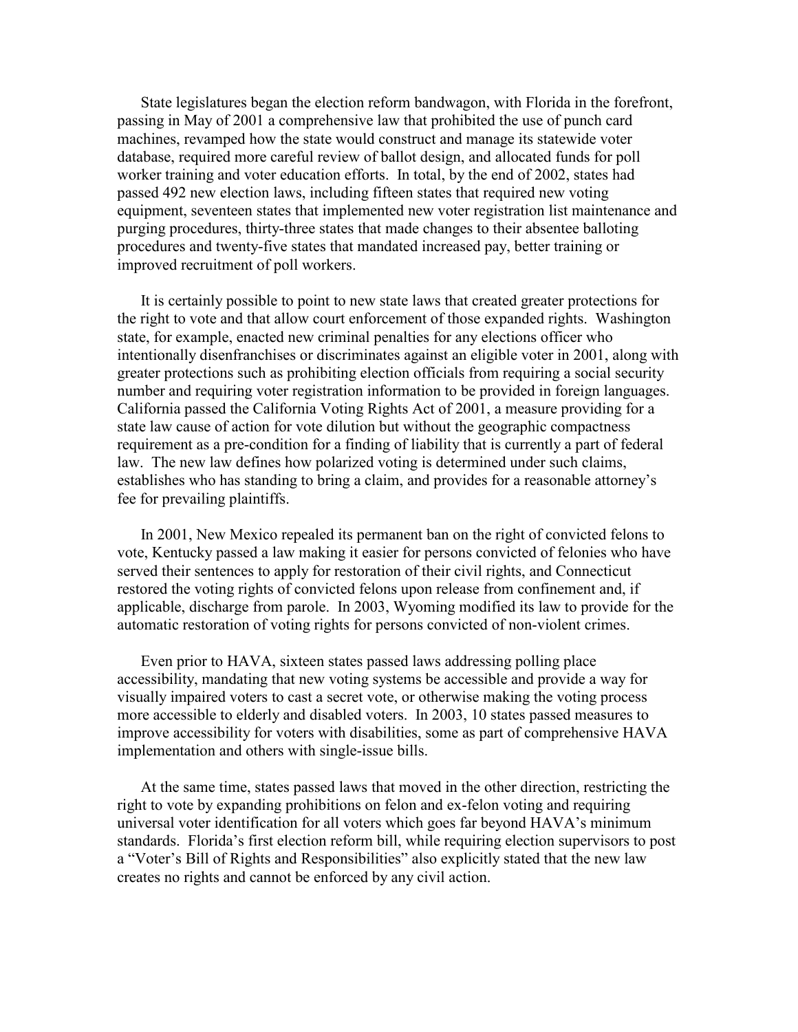State legislatures began the election reform bandwagon, with Florida in the forefront, passing in May of 2001 a comprehensive law that prohibited the use of punch card machines, revamped how the state would construct and manage its statewide voter database, required more careful review of ballot design, and allocated funds for poll worker training and voter education efforts. In total, by the end of 2002, states had passed 492 new election laws, including fifteen states that required new voting equipment, seventeen states that implemented new voter registration list maintenance and purging procedures, thirty-three states that made changes to their absentee balloting procedures and twenty-five states that mandated increased pay, better training or improved recruitment of poll workers.

It is certainly possible to point to new state laws that created greater protections for the right to vote and that allow court enforcement of those expanded rights. Washington state, for example, enacted new criminal penalties for any elections officer who intentionally disenfranchises or discriminates against an eligible voter in 2001, along with greater protections such as prohibiting election officials from requiring a social security number and requiring voter registration information to be provided in foreign languages. California passed the California Voting Rights Act of 2001, a measure providing for a state law cause of action for vote dilution but without the geographic compactness requirement as a pre-condition for a finding of liability that is currently a part of federal law. The new law defines how polarized voting is determined under such claims, establishes who has standing to bring a claim, and provides for a reasonable attorney's fee for prevailing plaintiffs.

In 2001, New Mexico repealed its permanent ban on the right of convicted felons to vote, Kentucky passed a law making it easier for persons convicted of felonies who have served their sentences to apply for restoration of their civil rights, and Connecticut restored the voting rights of convicted felons upon release from confinement and, if applicable, discharge from parole. In 2003, Wyoming modified its law to provide for the automatic restoration of voting rights for persons convicted of non-violent crimes.

Even prior to HAVA, sixteen states passed laws addressing polling place accessibility, mandating that new voting systems be accessible and provide a way for visually impaired voters to cast a secret vote, or otherwise making the voting process more accessible to elderly and disabled voters. In 2003, 10 states passed measures to improve accessibility for voters with disabilities, some as part of comprehensive HAVA implementation and others with single-issue bills.

At the same time, states passed laws that moved in the other direction, restricting the right to vote by expanding prohibitions on felon and ex-felon voting and requiring universal voter identification for all voters which goes far beyond HAVA's minimum standards. Florida's first election reform bill, while requiring election supervisors to post a "Voter's Bill of Rights and Responsibilities" also explicitly stated that the new law creates no rights and cannot be enforced by any civil action.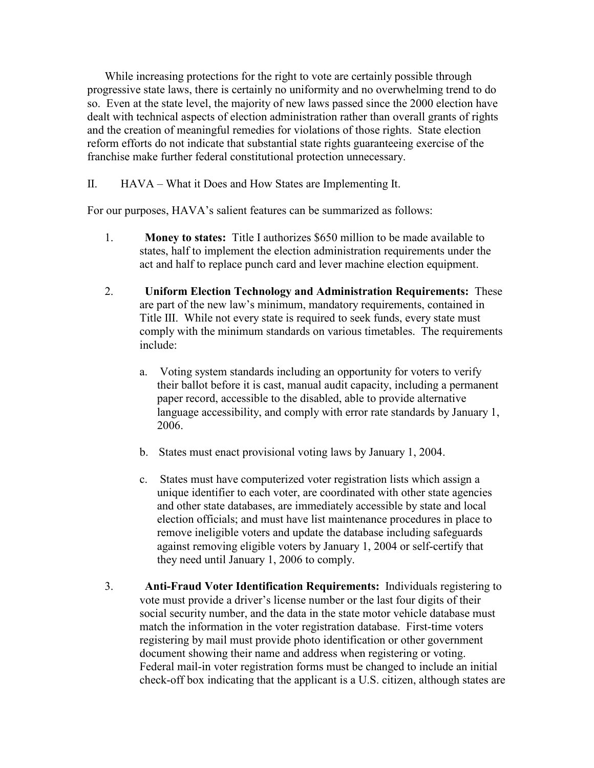While increasing protections for the right to vote are certainly possible through progressive state laws, there is certainly no uniformity and no overwhelming trend to do so. Even at the state level, the majority of new laws passed since the 2000 election have dealt with technical aspects of election administration rather than overall grants of rights and the creation of meaningful remedies for violations of those rights. State election reform efforts do not indicate that substantial state rights guaranteeing exercise of the franchise make further federal constitutional protection unnecessary.

## II. HAVA – What it Does and How States are Implementing It.

For our purposes, HAVA's salient features can be summarized as follows:

1. **Money to states:** Title I authorizes $650 million to be made available to states, half to implement the election administration requirements under the act and half to replace punch card and lever machine election equipment.

2. **Uniform Election Technology and Administration Requirements:** These are part of the new law's minimum, mandatory requirements, contained in Title III. While not every state is required to seek funds, every state must comply with the minimum standards on various timetables. The requirements include:

   a. Voting system standards including an opportunity for voters to verify their ballot before it is cast, manual audit capacity, including a permanent paper record, accessible to the disabled, able to provide alternative language accessibility, and comply with error rate standards by January 1, 2006.

   b. States must enact provisional voting laws by January 1, 2004.

   c. States must have computerized voter registration lists which assign a unique identifier to each voter, are coordinated with other state agencies and other state databases, are immediately accessible by state and local election officials; and must have list maintenance procedures in place to remove ineligible voters and update the database including safeguards against removing eligible voters by January 1, 2004 or self-certify that they need until January 1, 2006 to comply.

3. **Anti-Fraud Voter Identification Requirements:** Individuals registering to vote must provide a driver's license number or the last four digits of their social security number, and the data in the state motor vehicle database must match the information in the voter registration database. First-time voters registering by mail must provide photo identification or other government document showing their name and address when registering or voting. Federal mail-in voter registration forms must be changed to include an initial check-off box indicating that the applicant is a U.S. citizen, although states are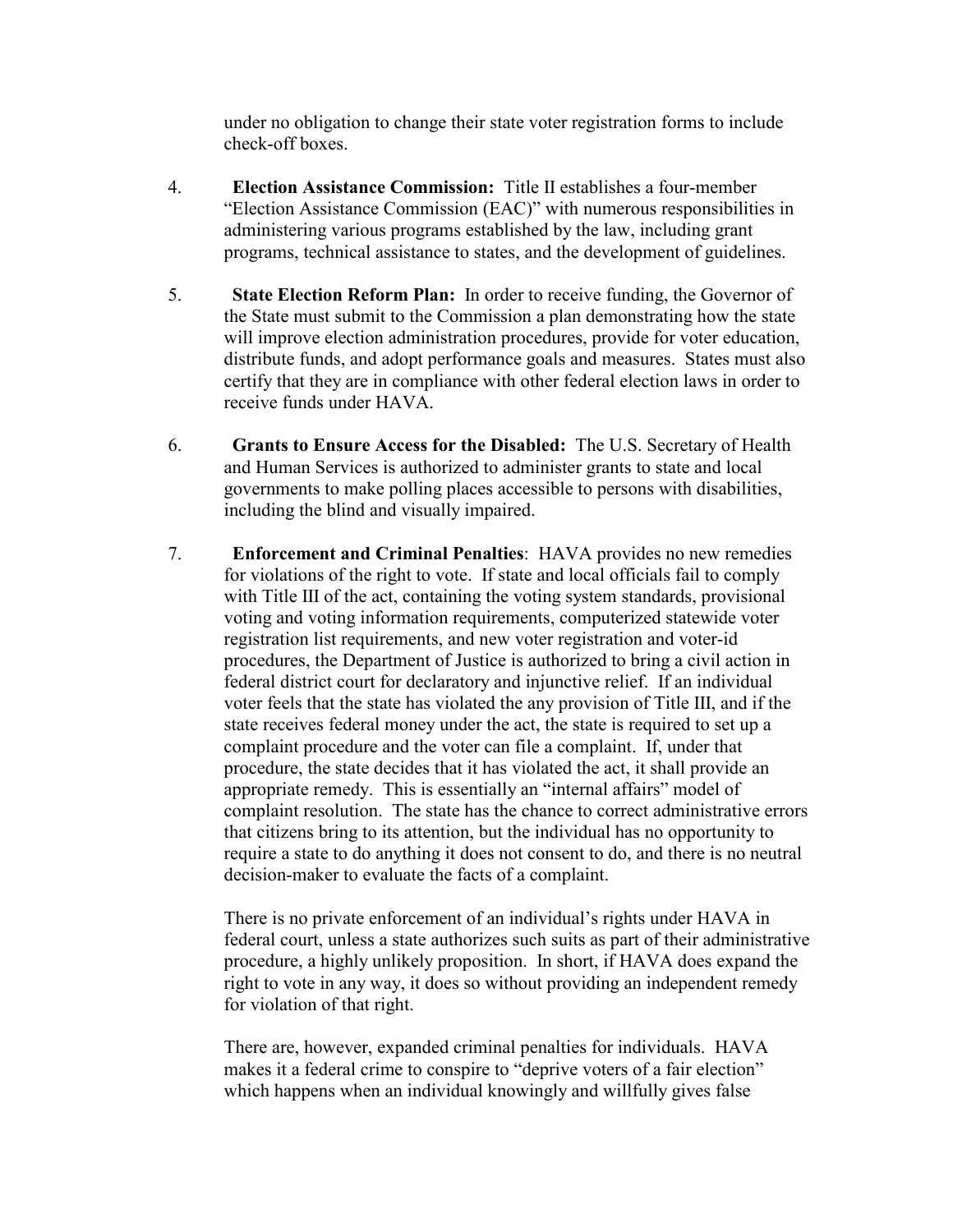under no obligation to change their state voter registration forms to include check-off boxes.

4. **Election Assistance Commission:** Title II establishes a four-member "Election Assistance Commission (EAC)" with numerous responsibilities in administering various programs established by the law, including grant programs, technical assistance to states, and the development of guidelines.

5. **State Election Reform Plan:** In order to receive funding, the Governor of the State must submit to the Commission a plan demonstrating how the state will improve election administration procedures, provide for voter education, distribute funds, and adopt performance goals and measures. States must also certify that they are in compliance with other federal election laws in order to receive funds under HAVA.

6. **Grants to Ensure Access for the Disabled:** The U.S. Secretary of Health and Human Services is authorized to administer grants to state and local governments to make polling places accessible to persons with disabilities, including the blind and visually impaired.

7. **Enforcement and Criminal Penalties**: HAVA provides no new remedies for violations of the right to vote. If state and local officials fail to comply with Title III of the act, containing the voting system standards, provisional voting and voting information requirements, computerized statewide voter registration list requirements, and new voter registration and voter-id procedures, the Department of Justice is authorized to bring a civil action in federal district court for declaratory and injunctive relief. If an individual voter feels that the state has violated the any provision of Title III, and if the state receives federal money under the act, the state is required to set up a complaint procedure and the voter can file a complaint. If, under that procedure, the state decides that it has violated the act, it shall provide an appropriate remedy. This is essentially an "internal affairs" model of complaint resolution. The state has the chance to correct administrative errors that citizens bring to its attention, but the individual has no opportunity to require a state to do anything it does not consent to do, and there is no neutral decision-maker to evaluate the facts of a complaint.

   There is no private enforcement of an individual's rights under HAVA in federal court, unless a state authorizes such suits as part of their administrative procedure, a highly unlikely proposition. In short, if HAVA does expand the right to vote in any way, it does so without providing an independent remedy for violation of that right.

   There are, however, expanded criminal penalties for individuals. HAVA makes it a federal crime to conspire to "deprive voters of a fair election" which happens when an individual knowingly and willfully gives false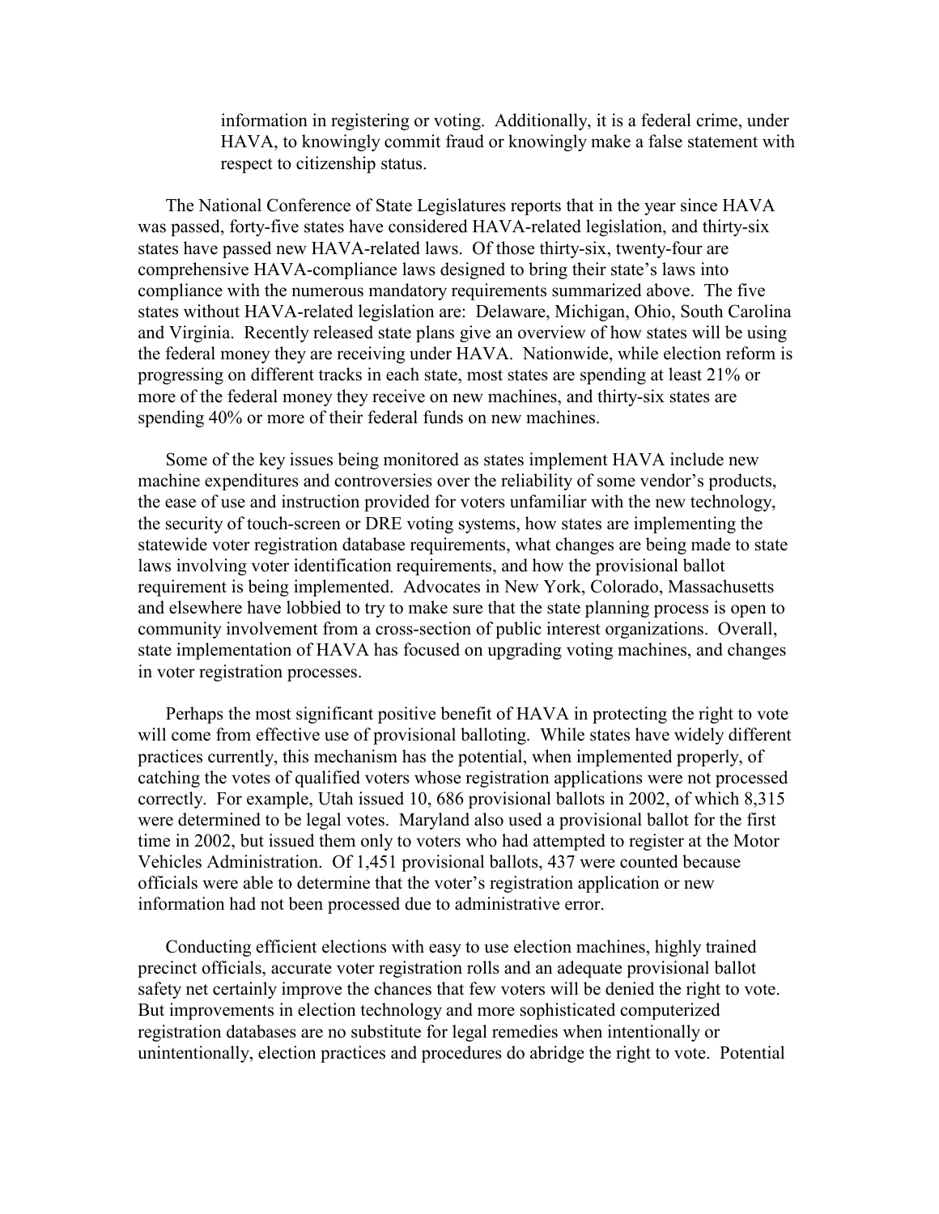information in registering or voting. Additionally, it is a federal crime, under HAVA, to knowingly commit fraud or knowingly make a false statement with respect to citizenship status.

The National Conference of State Legislatures reports that in the year since HAVA was passed, forty-five states have considered HAVA-related legislation, and thirty-six states have passed new HAVA-related laws. Of those thirty-six, twenty-four are comprehensive HAVA-compliance laws designed to bring their state's laws into compliance with the numerous mandatory requirements summarized above. The five states without HAVA-related legislation are: Delaware, Michigan, Ohio, South Carolina and Virginia. Recently released state plans give an overview of how states will be using the federal money they are receiving under HAVA. Nationwide, while election reform is progressing on different tracks in each state, most states are spending at least 21% or more of the federal money they receive on new machines, and thirty-six states are spending 40% or more of their federal funds on new machines.

Some of the key issues being monitored as states implement HAVA include new machine expenditures and controversies over the reliability of some vendor's products, the ease of use and instruction provided for voters unfamiliar with the new technology, the security of touch-screen or DRE voting systems, how states are implementing the statewide voter registration database requirements, what changes are being made to state laws involving voter identification requirements, and how the provisional ballot requirement is being implemented. Advocates in New York, Colorado, Massachusetts and elsewhere have lobbied to try to make sure that the state planning process is open to community involvement from a cross-section of public interest organizations. Overall, state implementation of HAVA has focused on upgrading voting machines, and changes in voter registration processes.

Perhaps the most significant positive benefit of HAVA in protecting the right to vote will come from effective use of provisional balloting. While states have widely different practices currently, this mechanism has the potential, when implemented properly, of catching the votes of qualified voters whose registration applications were not processed correctly. For example, Utah issued 10, 686 provisional ballots in 2002, of which 8,315 were determined to be legal votes. Maryland also used a provisional ballot for the first time in 2002, but issued them only to voters who had attempted to register at the Motor Vehicles Administration. Of 1,451 provisional ballots, 437 were counted because officials were able to determine that the voter's registration application or new information had not been processed due to administrative error.

Conducting efficient elections with easy to use election machines, highly trained precinct officials, accurate voter registration rolls and an adequate provisional ballot safety net certainly improve the chances that few voters will be denied the right to vote. But improvements in election technology and more sophisticated computerized registration databases are no substitute for legal remedies when intentionally or unintentionally, election practices and procedures do abridge the right to vote. Potential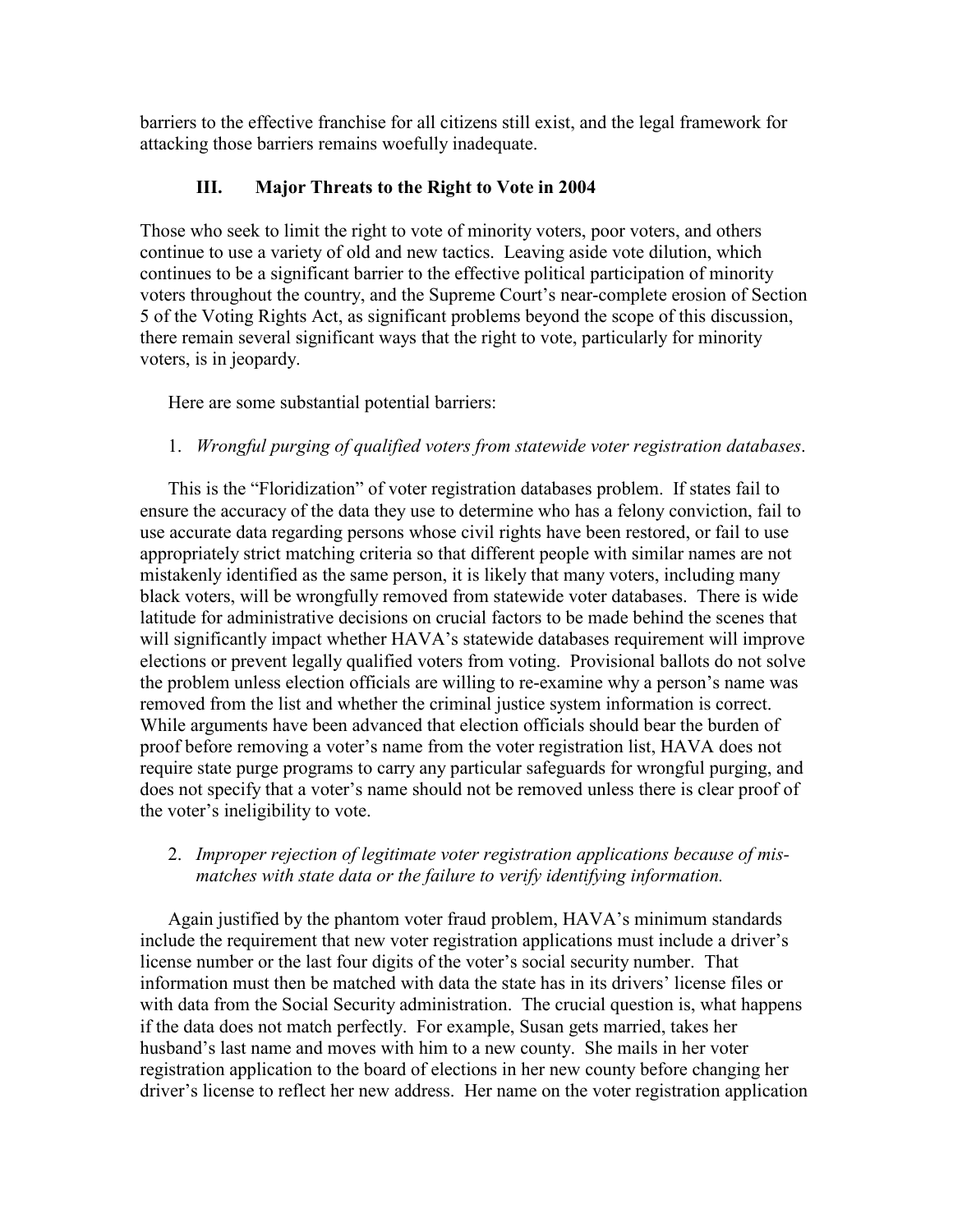barriers to the effective franchise for all citizens still exist, and the legal framework for attacking those barriers remains woefully inadequate.

### III. Major Threats to the Right to Vote in 2004

Those who seek to limit the right to vote of minority voters, poor voters, and others continue to use a variety of old and new tactics. Leaving aside vote dilution, which continues to be a significant barrier to the effective political participation of minority voters throughout the country, and the Supreme Court's near-complete erosion of Section 5 of the Voting Rights Act, as significant problems beyond the scope of this discussion, there remain several significant ways that the right to vote, particularly for minority voters, is in jeopardy.

Here are some substantial potential barriers:

1. *Wrongful purging of qualified voters from statewide voter registration databases*.

This is the "Floridization" of voter registration databases problem. If states fail to ensure the accuracy of the data they use to determine who has a felony conviction, fail to use accurate data regarding persons whose civil rights have been restored, or fail to use appropriately strict matching criteria so that different people with similar names are not mistakenly identified as the same person, it is likely that many voters, including many black voters, will be wrongfully removed from statewide voter databases. There is wide latitude for administrative decisions on crucial factors to be made behind the scenes that will significantly impact whether HAVA's statewide databases requirement will improve elections or prevent legally qualified voters from voting. Provisional ballots do not solve the problem unless election officials are willing to re-examine why a person's name was removed from the list and whether the criminal justice system information is correct. While arguments have been advanced that election officials should bear the burden of proof before removing a voter's name from the voter registration list, HAVA does not require state purge programs to carry any particular safeguards for wrongful purging, and does not specify that a voter's name should not be removed unless there is clear proof of the voter's ineligibility to vote.

2. *Improper rejection of legitimate voter registration applications because of mis-matches with state data or the failure to verify identifying information.*

Again justified by the phantom voter fraud problem, HAVA's minimum standards include the requirement that new voter registration applications must include a driver's license number or the last four digits of the voter's social security number. That information must then be matched with data the state has in its drivers' license files or with data from the Social Security administration. The crucial question is, what happens if the data does not match perfectly. For example, Susan gets married, takes her husband's last name and moves with him to a new county. She mails in her voter registration application to the board of elections in her new county before changing her driver's license to reflect her new address. Her name on the voter registration application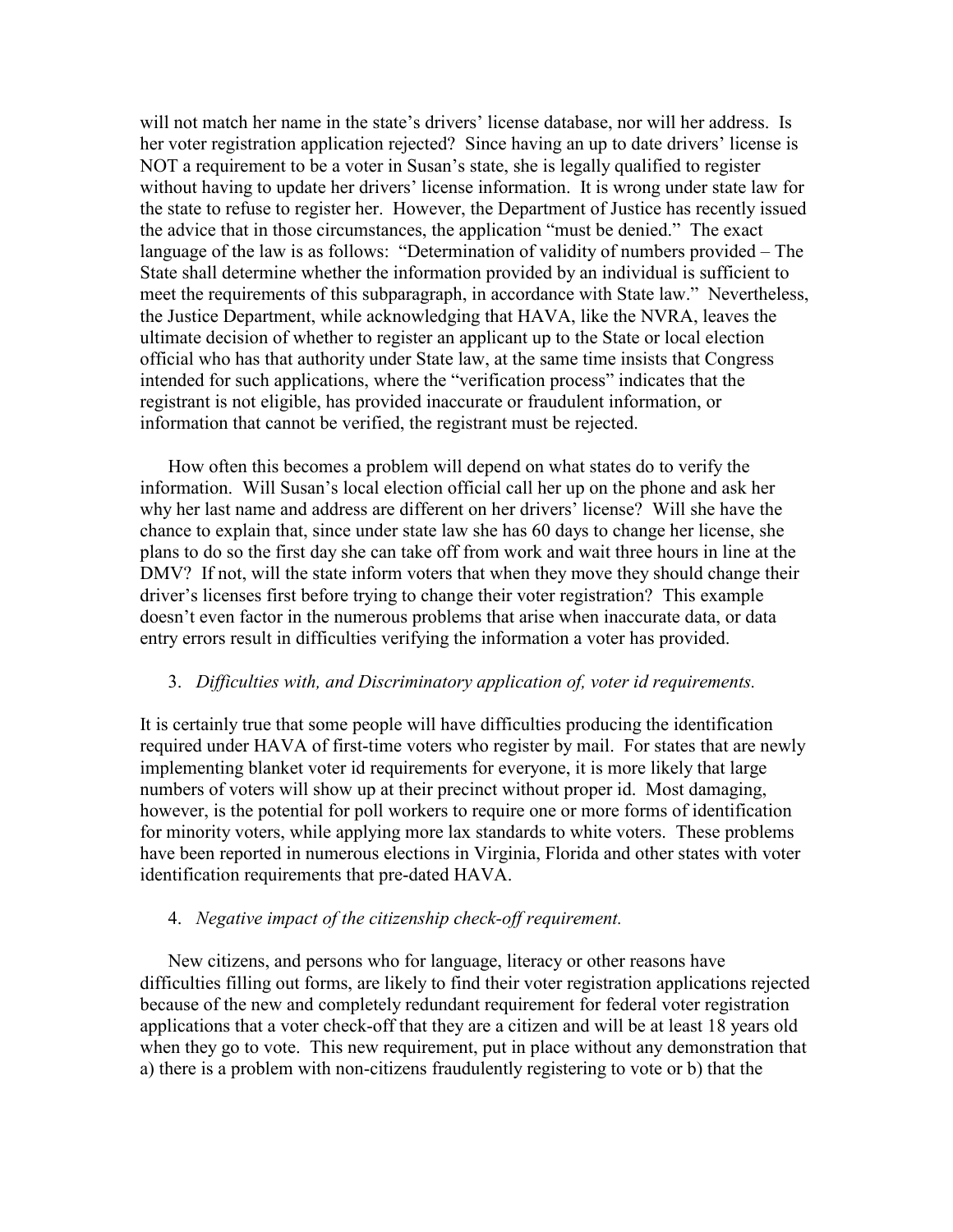will not match her name in the state's drivers' license database, nor will her address. Is her voter registration application rejected? Since having an up to date drivers' license is NOT a requirement to be a voter in Susan's state, she is legally qualified to register without having to update her drivers' license information. It is wrong under state law for the state to refuse to register her. However, the Department of Justice has recently issued the advice that in those circumstances, the application "must be denied." The exact language of the law is as follows: "Determination of validity of numbers provided – The State shall determine whether the information provided by an individual is sufficient to meet the requirements of this subparagraph, in accordance with State law." Nevertheless, the Justice Department, while acknowledging that HAVA, like the NVRA, leaves the ultimate decision of whether to register an applicant up to the State or local election official who has that authority under State law, at the same time insists that Congress intended for such applications, where the "verification process" indicates that the registrant is not eligible, has provided inaccurate or fraudulent information, or information that cannot be verified, the registrant must be rejected.

How often this becomes a problem will depend on what states do to verify the information. Will Susan's local election official call her up on the phone and ask her why her last name and address are different on her drivers' license? Will she have the chance to explain that, since under state law she has 60 days to change her license, she plans to do so the first day she can take off from work and wait three hours in line at the DMV? If not, will the state inform voters that when they move they should change their driver's licenses first before trying to change their voter registration? This example doesn't even factor in the numerous problems that arise when inaccurate data, or data entry errors result in difficulties verifying the information a voter has provided.

3. *Difficulties with, and Discriminatory application of, voter id requirements.*

It is certainly true that some people will have difficulties producing the identification required under HAVA of first-time voters who register by mail. For states that are newly implementing blanket voter id requirements for everyone, it is more likely that large numbers of voters will show up at their precinct without proper id. Most damaging, however, is the potential for poll workers to require one or more forms of identification for minority voters, while applying more lax standards to white voters. These problems have been reported in numerous elections in Virginia, Florida and other states with voter identification requirements that pre-dated HAVA.

4. *Negative impact of the citizenship check-off requirement.*

New citizens, and persons who for language, literacy or other reasons have difficulties filling out forms, are likely to find their voter registration applications rejected because of the new and completely redundant requirement for federal voter registration applications that a voter check-off that they are a citizen and will be at least 18 years old when they go to vote. This new requirement, put in place without any demonstration that a) there is a problem with non-citizens fraudulently registering to vote or b) that the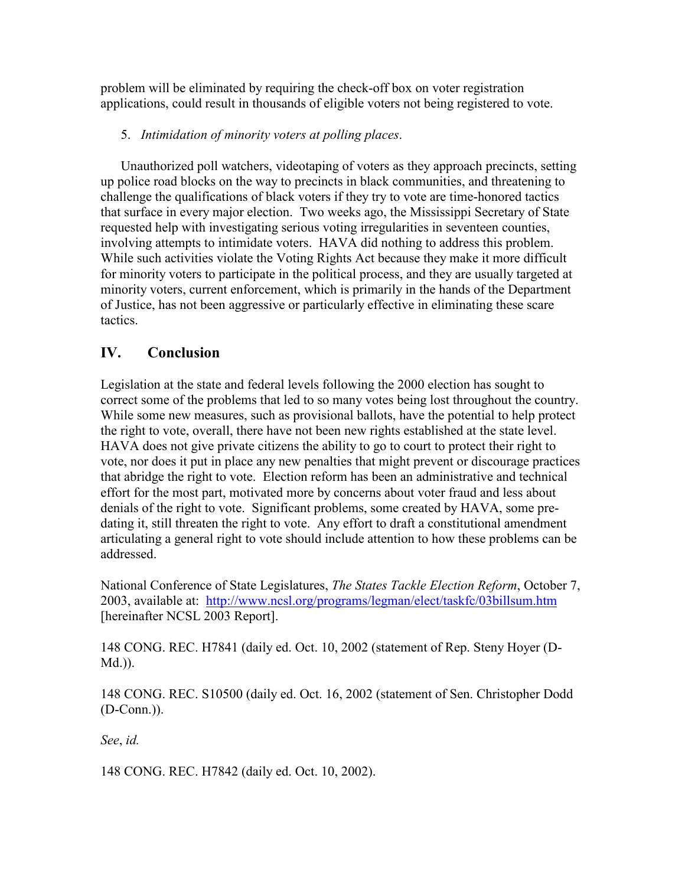problem will be eliminated by requiring the check-off box on voter registration applications, could result in thousands of eligible voters not being registered to vote.

5. *Intimidation of minority voters at polling places*.

Unauthorized poll watchers, videotaping of voters as they approach precincts, setting up police road blocks on the way to precincts in black communities, and threatening to challenge the qualifications of black voters if they try to vote are time-honored tactics that surface in every major election. Two weeks ago, the Mississippi Secretary of State requested help with investigating serious voting irregularities in seventeen counties, involving attempts to intimidate voters. HAVA did nothing to address this problem. While such activities violate the Voting Rights Act because they make it more difficult for minority voters to participate in the political process, and they are usually targeted at minority voters, current enforcement, which is primarily in the hands of the Department of Justice, has not been aggressive or particularly effective in eliminating these scare tactics.

## IV. Conclusion

Legislation at the state and federal levels following the 2000 election has sought to correct some of the problems that led to so many votes being lost throughout the country. While some new measures, such as provisional ballots, have the potential to help protect the right to vote, overall, there have not been new rights established at the state level. HAVA does not give private citizens the ability to go to court to protect their right to vote, nor does it put in place any new penalties that might prevent or discourage practices that abridge the right to vote. Election reform has been an administrative and technical effort for the most part, motivated more by concerns about voter fraud and less about denials of the right to vote. Significant problems, some created by HAVA, some pre-dating it, still threaten the right to vote. Any effort to draft a constitutional amendment articulating a general right to vote should include attention to how these problems can be addressed.

National Conference of State Legislatures, *The States Tackle Election Reform*, October 7, 2003, available at: http://www.ncsl.org/programs/legman/elect/taskfc/03billsum.htm [hereinafter NCSL 2003 Report].

148 CONG. REC. H7841 (daily ed. Oct. 10, 2002 (statement of Rep. Steny Hoyer (D-Md.)).

148 CONG. REC. S10500 (daily ed. Oct. 16, 2002 (statement of Sen. Christopher Dodd (D-Conn.)).

*See*, *id.*

148 CONG. REC. H7842 (daily ed. Oct. 10, 2002).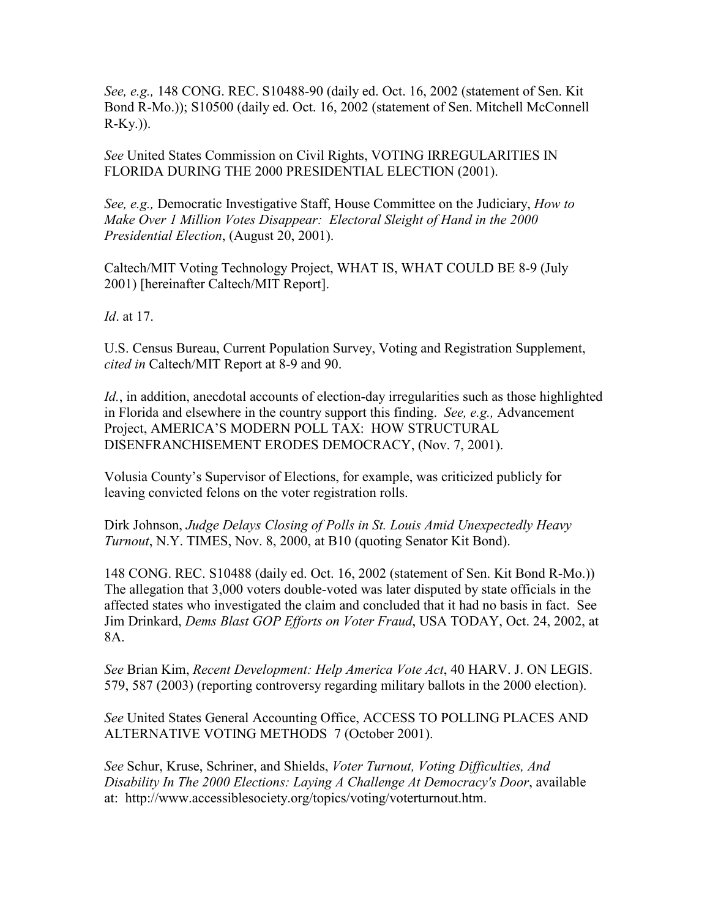*See, e.g.,* 148 CONG. REC. S10488-90 (daily ed. Oct. 16, 2002 (statement of Sen. Kit Bond R-Mo.)); S10500 (daily ed. Oct. 16, 2002 (statement of Sen. Mitchell McConnell R-Ky.)).

*See* United States Commission on Civil Rights, VOTING IRREGULARITIES IN FLORIDA DURING THE 2000 PRESIDENTIAL ELECTION (2001).

*See, e.g.,* Democratic Investigative Staff, House Committee on the Judiciary, *How to Make Over 1 Million Votes Disappear: Electoral Sleight of Hand in the 2000 Presidential Election*, (August 20, 2001).

Caltech/MIT Voting Technology Project, WHAT IS, WHAT COULD BE 8-9 (July 2001) [hereinafter Caltech/MIT Report].

*Id*. at 17.

U.S. Census Bureau, Current Population Survey, Voting and Registration Supplement, *cited in* Caltech/MIT Report at 8-9 and 90.

*Id.*, in addition, anecdotal accounts of election-day irregularities such as those highlighted in Florida and elsewhere in the country support this finding. *See, e.g.,* Advancement Project, AMERICA'S MODERN POLL TAX: HOW STRUCTURAL DISENFRANCHISEMENT ERODES DEMOCRACY, (Nov. 7, 2001).

Volusia County's Supervisor of Elections, for example, was criticized publicly for leaving convicted felons on the voter registration rolls.

Dirk Johnson, *Judge Delays Closing of Polls in St. Louis Amid Unexpectedly Heavy Turnout*, N.Y. TIMES, Nov. 8, 2000, at B10 (quoting Senator Kit Bond).

148 CONG. REC. S10488 (daily ed. Oct. 16, 2002 (statement of Sen. Kit Bond R-Mo.)) The allegation that 3,000 voters double-voted was later disputed by state officials in the affected states who investigated the claim and concluded that it had no basis in fact. See Jim Drinkard, *Dems Blast GOP Efforts on Voter Fraud*, USA TODAY, Oct. 24, 2002, at 8A.

*See* Brian Kim, *Recent Development: Help America Vote Act*, 40 HARV. J. ON LEGIS. 579, 587 (2003) (reporting controversy regarding military ballots in the 2000 election).

*See* United States General Accounting Office, ACCESS TO POLLING PLACES AND ALTERNATIVE VOTING METHODS 7 (October 2001).

*See* Schur, Kruse, Schriner, and Shields, *Voter Turnout, Voting Difficulties, And Disability In The 2000 Elections: Laying A Challenge At Democracy's Door*, available at: http://www.accessiblesociety.org/topics/voting/voterturnout.htm.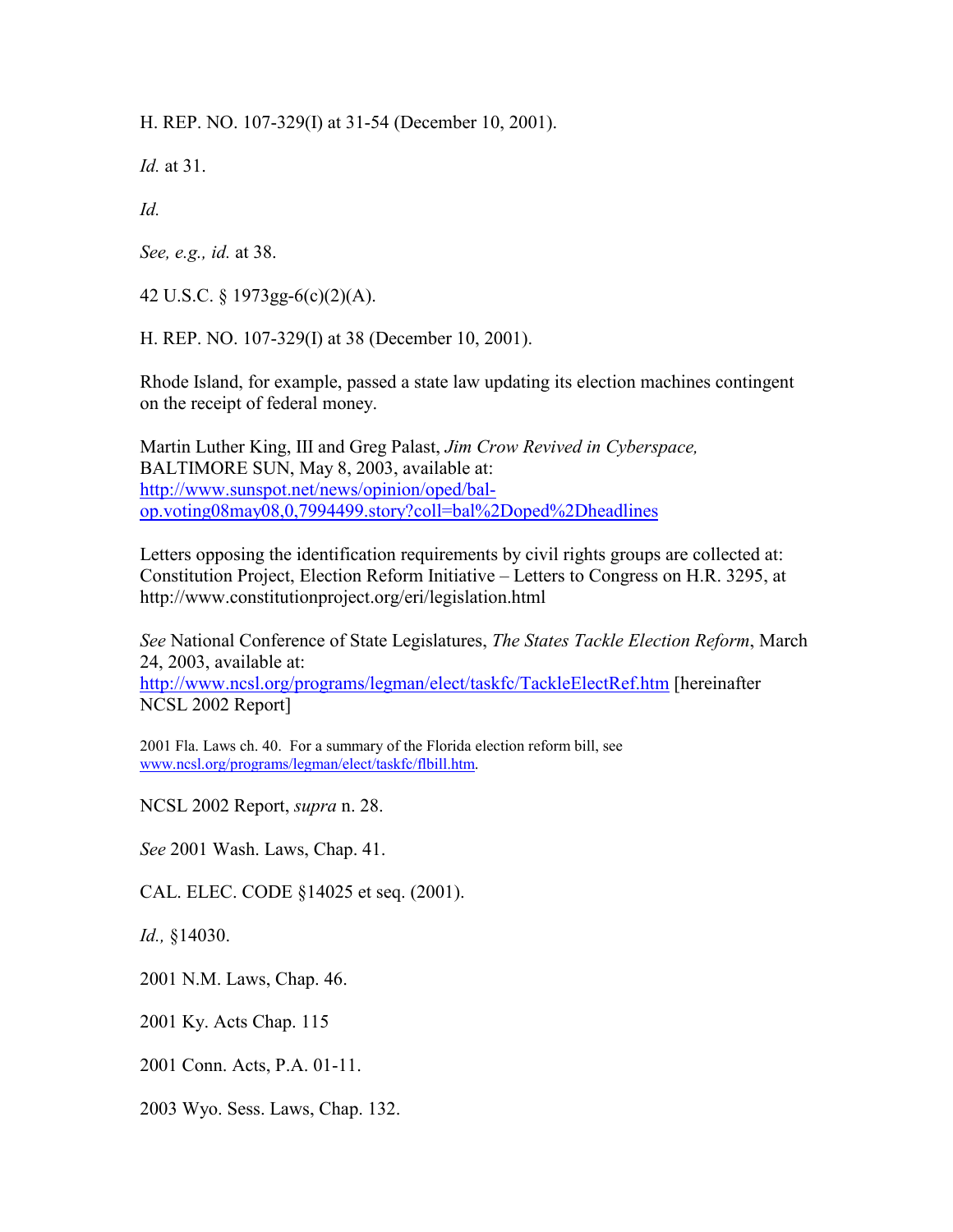H. REP. NO. 107-329(I) at 31-54 (December 10, 2001).

*Id.* at 31.

*Id.*

*See, e.g., id.* at 38.

42 U.S.C. § 1973gg-6(c)(2)(A).

H. REP. NO. 107-329(I) at 38 (December 10, 2001).

Rhode Island, for example, passed a state law updating its election machines contingent on the receipt of federal money.

Martin Luther King, III and Greg Palast, *Jim Crow Revived in Cyberspace,* BALTIMORE SUN, May 8, 2003, available at: http://www.sunspot.net/news/opinion/oped/bal-op.voting08may08,0,7994499.story?coll=bal%2Doped%2Dheadlines

Letters opposing the identification requirements by civil rights groups are collected at: Constitution Project, Election Reform Initiative – Letters to Congress on H.R. 3295, at http://www.constitutionproject.org/eri/legislation.html

*See* National Conference of State Legislatures, *The States Tackle Election Reform*, March 24, 2003, available at: http://www.ncsl.org/programs/legman/elect/taskfc/TackleElectRef.htm [hereinafter NCSL 2002 Report]

2001 Fla. Laws ch. 40. For a summary of the Florida election reform bill, see www.ncsl.org/programs/legman/elect/taskfc/flbill.htm.

NCSL 2002 Report, *supra* n. 28.

*See* 2001 Wash. Laws, Chap. 41.

CAL. ELEC. CODE §14025 et seq. (2001).

*Id.,* §14030.

2001 N.M. Laws, Chap. 46.

2001 Ky. Acts Chap. 115

2001 Conn. Acts, P.A. 01-11.

2003 Wyo. Sess. Laws, Chap. 132.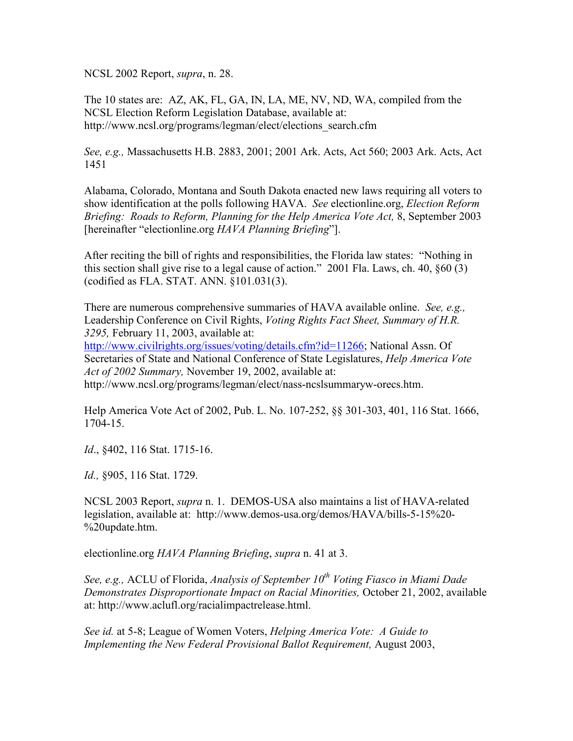NCSL 2002 Report, *supra*, n. 28.

The 10 states are: AZ, AK, FL, GA, IN, LA, ME, NV, ND, WA, compiled from the NCSL Election Reform Legislation Database, available at: http://www.ncsl.org/programs/legman/elect/elections_search.cfm

*See, e.g.,* Massachusetts H.B. 2883, 2001; 2001 Ark. Acts, Act 560; 2003 Ark. Acts, Act 1451

Alabama, Colorado, Montana and South Dakota enacted new laws requiring all voters to show identification at the polls following HAVA. *See* electionline.org, *Election Reform Briefing: Roads to Reform, Planning for the Help America Vote Act,* 8, September 2003 [hereinafter "electionline.org *HAVA Planning Briefing*"].

After reciting the bill of rights and responsibilities, the Florida law states: "Nothing in this section shall give rise to a legal cause of action." 2001 Fla. Laws, ch. 40, §60 (3) (codified as FLA. STAT. ANN. §101.031(3).

There are numerous comprehensive summaries of HAVA available online. *See, e.g.,* Leadership Conference on Civil Rights, *Voting Rights Fact Sheet, Summary of H.R. 3295,* February 11, 2003, available at: http://www.civilrights.org/issues/voting/details.cfm?id=11266; National Assn. Of Secretaries of State and National Conference of State Legislatures, *Help America Vote Act of 2002 Summary,* November 19, 2002, available at: http://www.ncsl.org/programs/legman/elect/nass-ncslsummaryw-orecs.htm.

Help America Vote Act of 2002, Pub. L. No. 107-252, §§ 301-303, 401, 116 Stat. 1666, 1704-15.

*Id*., §402, 116 Stat. 1715-16.

*Id.,* §905, 116 Stat. 1729.

NCSL 2003 Report, *supra* n. 1. DEMOS-USA also maintains a list of HAVA-related legislation, available at: http://www.demos-usa.org/demos/HAVA/bills-5-15%20-%20update.htm.

electionline.org *HAVA Planning Briefing*, *supra* n. 41 at 3.

*See, e.g.,* ACLU of Florida, *Analysis of September 10th Voting Fiasco in Miami Dade Demonstrates Disproportionate Impact on Racial Minorities,* October 21, 2002, available at: http://www.aclufl.org/racialimpactrelease.html.

*See id.* at 5-8; League of Women Voters, *Helping America Vote: A Guide to Implementing the New Federal Provisional Ballot Requirement,* August 2003,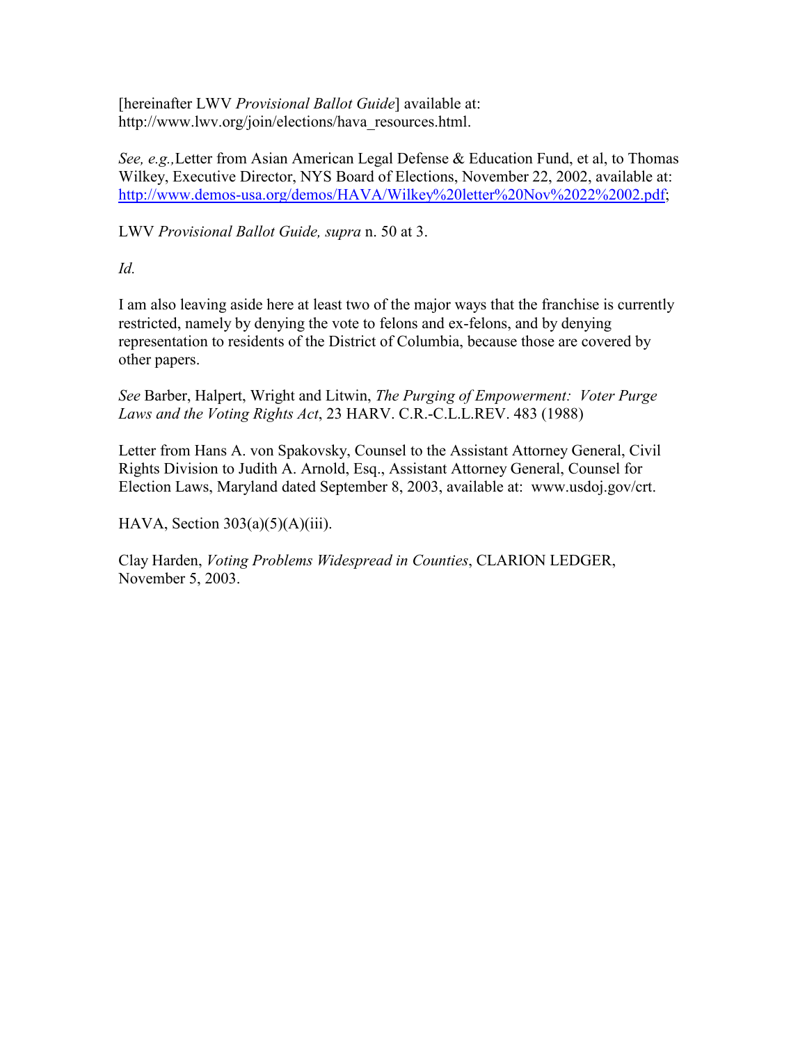[hereinafter LWV *Provisional Ballot Guide*] available at: http://www.lwv.org/join/elections/hava_resources.html.

*See, e.g.,* Letter from Asian American Legal Defense & Education Fund, et al, to Thomas Wilkey, Executive Director, NYS Board of Elections, November 22, 2002, available at: http://www.demos-usa.org/demos/HAVA/Wilkey%20letter%20Nov%2022%2002.pdf;

LWV *Provisional Ballot Guide, supra* n. 50 at 3.

*Id.*

I am also leaving aside here at least two of the major ways that the franchise is currently restricted, namely by denying the vote to felons and ex-felons, and by denying representation to residents of the District of Columbia, because those are covered by other papers.

*See* Barber, Halpert, Wright and Litwin, *The Purging of Empowerment: Voter Purge Laws and the Voting Rights Act*, 23 HARV. C.R.-C.L.L.REV. 483 (1988)

Letter from Hans A. von Spakovsky, Counsel to the Assistant Attorney General, Civil Rights Division to Judith A. Arnold, Esq., Assistant Attorney General, Counsel for Election Laws, Maryland dated September 8, 2003, available at: www.usdoj.gov/crt.

HAVA, Section 303(a)(5)(A)(iii).

Clay Harden, *Voting Problems Widespread in Counties*, CLARION LEDGER, November 5, 2003.